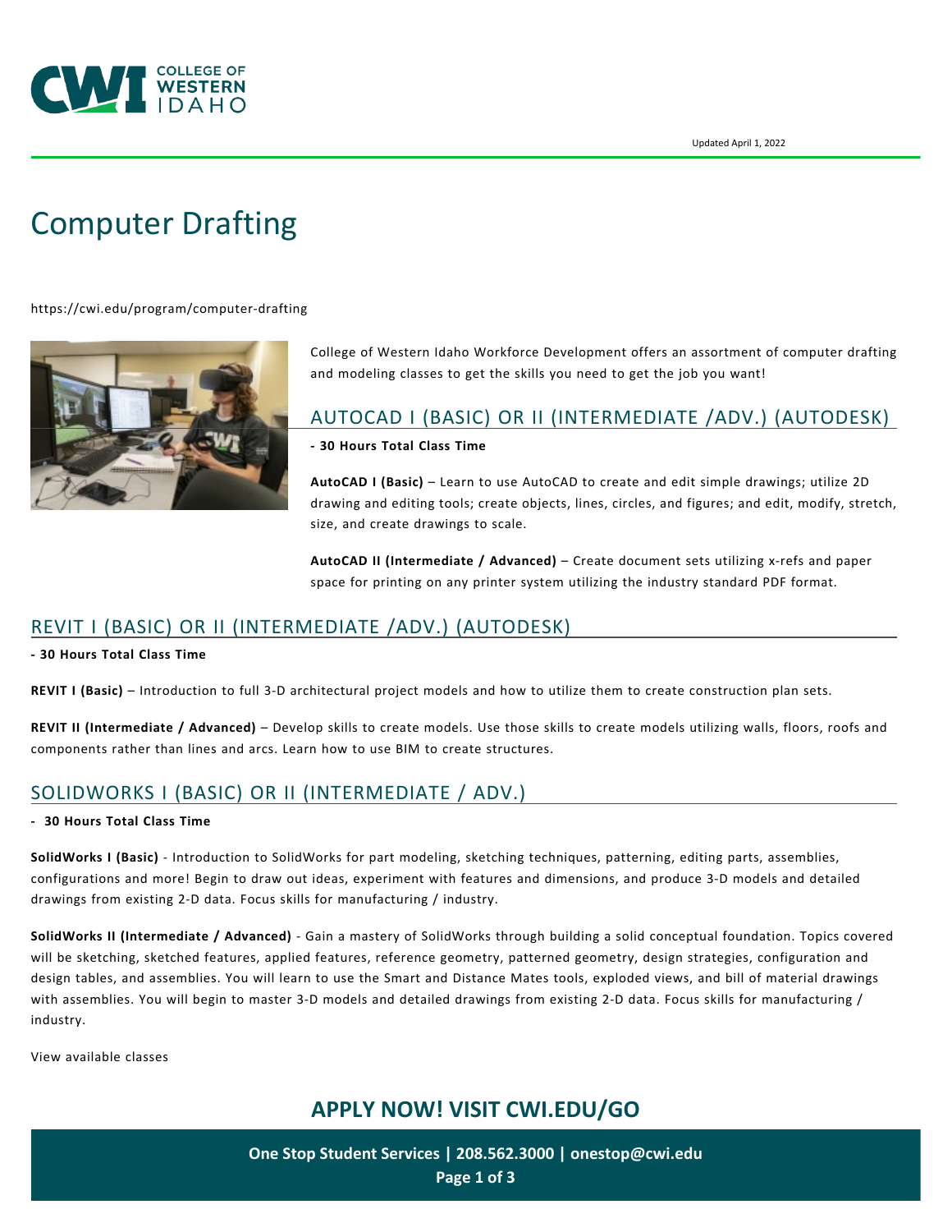Updated April 1, 2022

# Computer Drafting

https://cwi.edu/program/computer-drafting

College of Western Idaho Workforce Development offers an assortment of computer drafting and modeling classes to get the skills you need to get the job you want!

## AUTOCAD I (BASIC) OR II (INTERMEDIATE /ADV.) (AUTODESK)

**- 30 Hours Total Class Time**

**AutoCAD I (Basic)** – Learn to use AutoCAD to create and edit simple drawings; utilize 2D drawing and editing tools; create objects, lines, circles, and figures; and edit, modify, stretch, size, and create drawings to scale.

**AutoCAD II (Intermediate / Advanced)** – Create document sets utilizing x-refs and paper space for printing on any printer system utilizing the industry standard PDF format.

## REVIT I (BASIC) OR II (INTERMEDIATE /ADV.) (AUTODESK)

**- 30 Hours Total Class Time**

**REVIT I (Basic)** – Introduction to full 3-D architectural project models and how to utilize them to create construction plan sets.

**REVIT II (Intermediate / Advanced)** – Develop skills to create models. Use those skills to create models utilizing walls, floors, roofs and components rather than lines and arcs. Learn how to use BIM to create structures.

## SOLIDWORKS I (BASIC) OR II (INTERMEDIATE / ADV.)

**- 30 Hours Total Class Time**

**SolidWorks I (Basic)** - Introduction to SolidWorks for part modeling, sketching techniques, patterning, editing parts, assemblies, configurations and more! Begin to draw out ideas, experiment with features and dimensions, and produce 3-D models and detailed drawings from existing 2-D data. Focus skills for manufacturing / industry.

**SolidWorks II (Intermediate / Advanced)** - Gain a mastery of SolidWorks through building a solid conceptual foundation. Topics covered will be sketching, sketched features, applied features, reference geometry, patterned geometry, design strategies, configuration and design tables, and assemblies. You will learn to use the Smart and Distance Mates tools, exploded views, and bill of material drawings with assemblies. You will begin to master 3-D models and detailed drawings from existing 2-D data. Focus skills for manufacturing / industry.

View available classes

**APPLY NOW! VISIT CWI.EDU/GO**

**One Stop Student Services | 208.562.3000 | onestop@cwi.edu**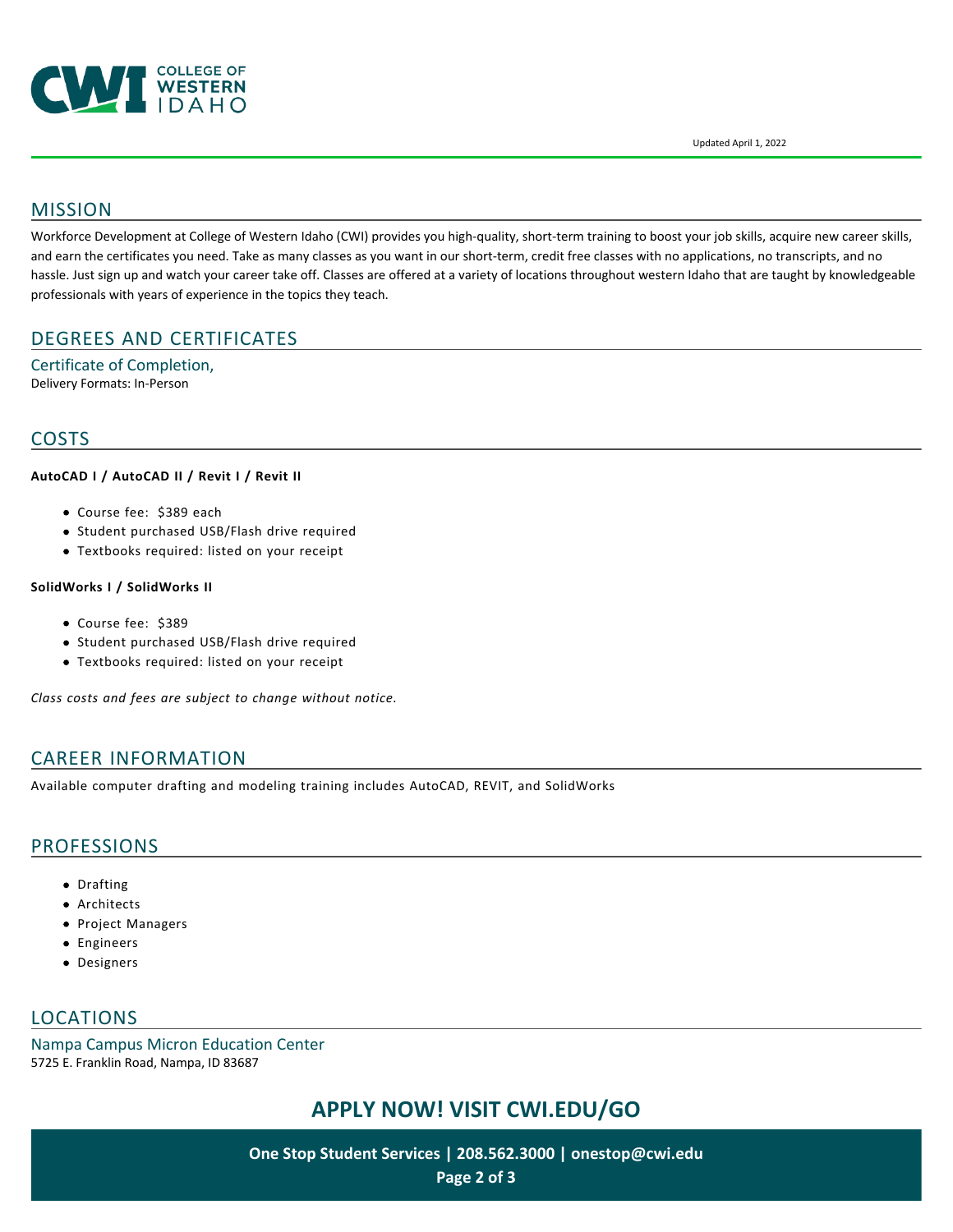Updated April 1, 2022

## MISSION

Workforce Development at College of Western Idaho (CWI) provides you high-quality, short-term training to boost your job skills, acquire new career skills, and earn the certificates you need. Take as many classes as you want in our short-term, credit free classes with no applications, no transcripts, and no hassle. Just sign up and watch your career take off. Classes are offered at a variety of locations throughout western Idaho that are taught by knowledgeable professionals with years of experience in the topics they teach.

## DEGREES AND CERTIFICATES

### Certificate of Completion,

Delivery Formats: In-Person

## COSTS

**AutoCAD I / AutoCAD II / Revit I / Revit II**

- Course fee: $389 each
- Student purchased USB/Flash drive required
- Textbooks required: listed on your receipt

**SolidWorks I / SolidWorks II**

- Course fee: $389
- Student purchased USB/Flash drive required
- Textbooks required: listed on your receipt

*Class costs and fees are subject to change without notice.*

## CAREER INFORMATION

Available computer drafting and modeling training includes AutoCAD, REVIT, and SolidWorks

## PROFESSIONS

- Drafting
- Architects
- Project Managers
- Engineers
- Designers

## LOCATIONS

### Nampa Campus Micron Education Center

5725 E. Franklin Road, Nampa, ID 83687

**APPLY NOW! VISIT CWI.EDU/GO**

**One Stop Student Services | 208.562.3000 | onestop@cwi.edu**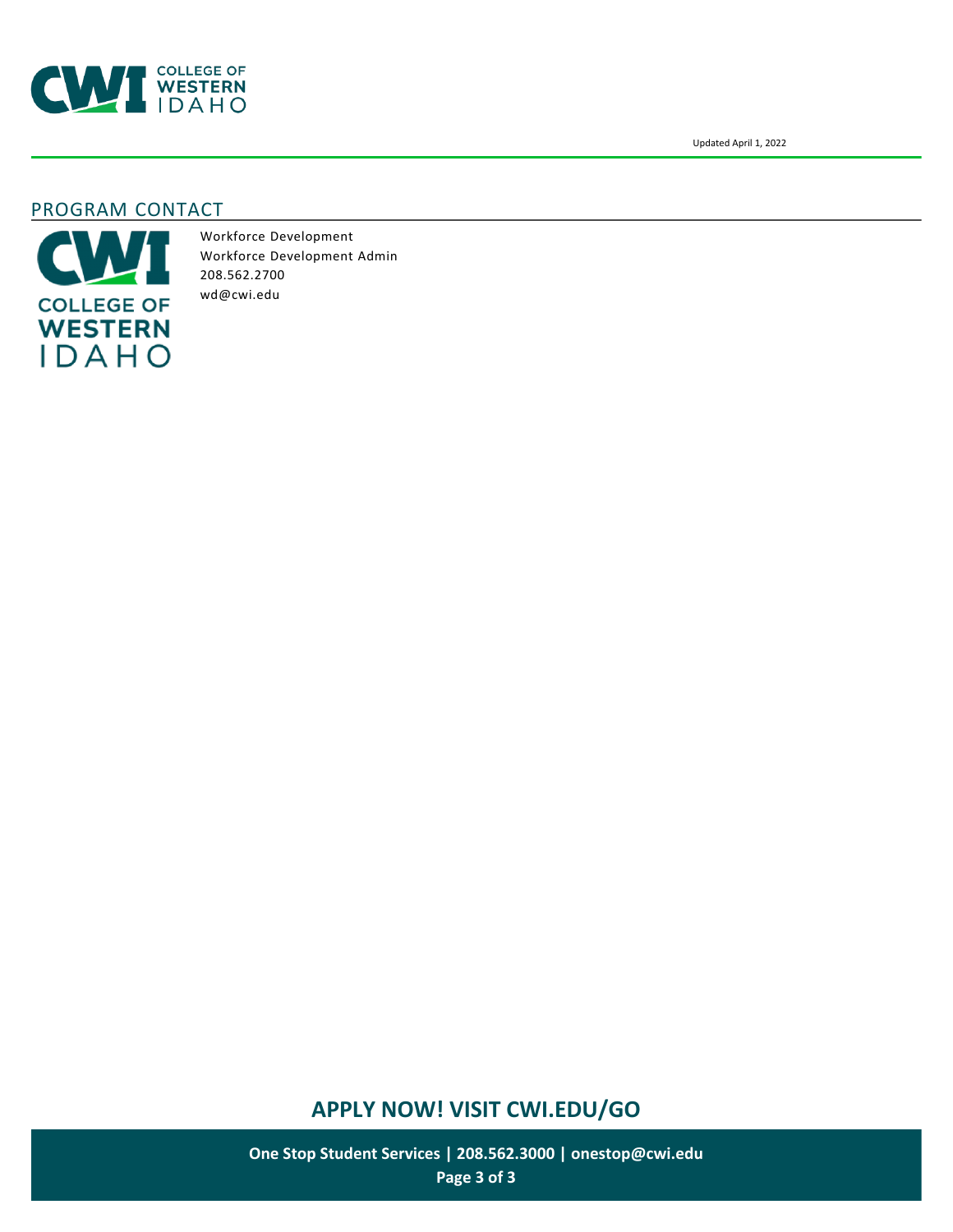Updated April 1, 2022

## PROGRAM CONTACT

Workforce Development
Workforce Development Admin
208.562.2700
wd@cwi.edu

## APPLY NOW! VISIT CWI.EDU/GO

**One Stop Student Services | 208.562.3000 | onestop@cwi.edu**